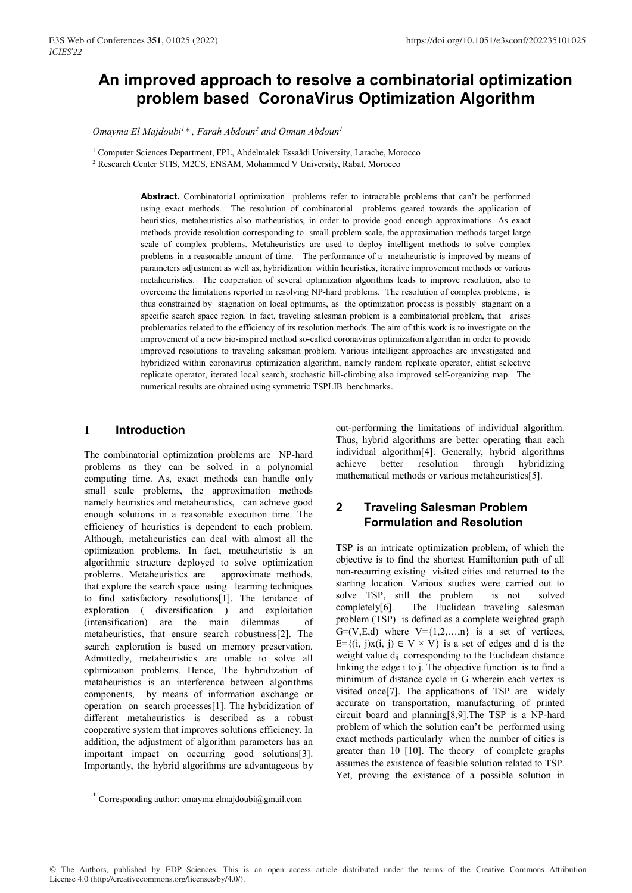# An improved approach to resolve a combinatorial optimization problem based CoronaVirus Optimization Algorithm

*Omayma El Majdoubi*[1]*, *Farah Abdoun*[2] *and Otman Abdoun*[1]

[1] Computer Sciences Department, FPL, Abdelmalek Essaâdi University, Larache, Morocco

[2] Research Center STIS, M2CS, ENSAM, Mohammed V University, Rabat, Morocco

**Abstract.** Combinatorial optimization problems refer to intractable problems that can't be performed using exact methods. The resolution of combinatorial problems geared towards the application of heuristics, metaheuristics also matheuristics, in order to provide good enough approximations. As exact methods provide resolution corresponding to small problem scale, the approximation methods target large scale of complex problems. Metaheuristics are used to deploy intelligent methods to solve complex problems in a reasonable amount of time. The performance of a metaheuristic is improved by means of parameters adjustment as well as, hybridization within heuristics, iterative improvement methods or various metaheuristics. The cooperation of several optimization algorithms leads to improve resolution, also to overcome the limitations reported in resolving NP-hard problems. The resolution of complex problems, is thus constrained by stagnation on local optimums, as the optimization process is possibly stagnant on a specific search space region. In fact, traveling salesman problem is a combinatorial problem, that arises problematics related to the efficiency of its resolution methods. The aim of this work is to investigate on the improvement of a new bio-inspired method so-called coronavirus optimization algorithm in order to provide improved resolutions to traveling salesman problem. Various intelligent approaches are investigated and hybridized within coronavirus optimization algorithm, namely random replicate operator, elitist selective replicate operator, iterated local search, stochastic hill-climbing also improved self-organizing map. The numerical results are obtained using symmetric TSPLIB benchmarks.

## 1 Introduction

The combinatorial optimization problems are NP-hard problems as they can be solved in a polynomial computing time. As, exact methods can handle only small scale problems, the approximation methods namely heuristics and metaheuristics, can achieve good enough solutions in a reasonable execution time. The efficiency of heuristics is dependent to each problem. Although, metaheuristics can deal with almost all the optimization problems. In fact, metaheuristic is an algorithmic structure deployed to solve optimization problems. Metaheuristics are approximate methods, that explore the search space using learning techniques to find satisfactory resolutions[1]. The tendance of exploration ( diversification ) and exploitation (intensification) are the main dilemmas of metaheuristics, that ensure search robustness[2]. The search exploration is based on memory preservation. Admittedly, metaheuristics are unable to solve all optimization problems. Hence, The hybridization of metaheuristics is an interference between algorithms components, by means of information exchange or operation on search processes[1]. The hybridization of different metaheuristics is described as a robust cooperative system that improves solutions efficiency. In addition, the adjustment of algorithm parameters has an important impact on occurring good solutions[3]. Importantly, the hybrid algorithms are advantageous by out-performing the limitations of individual algorithm. Thus, hybrid algorithms are better operating than each individual algorithm[4]. Generally, hybrid algorithms achieve better resolution through hybridizing mathematical methods or various metaheuristics[5].

## 2 Traveling Salesman Problem Formulation and Resolution

TSP is an intricate optimization problem, of which the objective is to find the shortest Hamiltonian path of all non-recurring existing visited cities and returned to the starting location. Various studies were carried out to solve TSP, still the problem is not solved completely[6]. The Euclidean traveling salesman problem (TSP) is defined as a complete weighted graph $G=(V,E,d)$ where $V=\{1,2,\dots,n\}$ is a set of vertices, $E=\{(i, j)x(i, j) \in V \times V\}$ is a set of edges and d is the weight value $d_{ij}$ corresponding to the Euclidean distance linking the edge i to j. The objective function is to find a minimum of distance cycle in G wherein each vertex is visited once[7]. The applications of TSP are widely accurate on transportation, manufacturing of printed circuit board and planning[8,9].The TSP is a NP-hard problem of which the solution can't be performed using exact methods particularly when the number of cities is greater than 10 [10]. The theory of complete graphs assumes the existence of feasible solution related to TSP. Yet, proving the existence of a possible solution in

* Corresponding author: omayma.elmajdoubi@gmail.com

© The Authors, published by EDP Sciences. This is an open access article distributed under the terms of the Creative Commons Attribution License 4.0 (http://creativecommons.org/licenses/by/4.0/).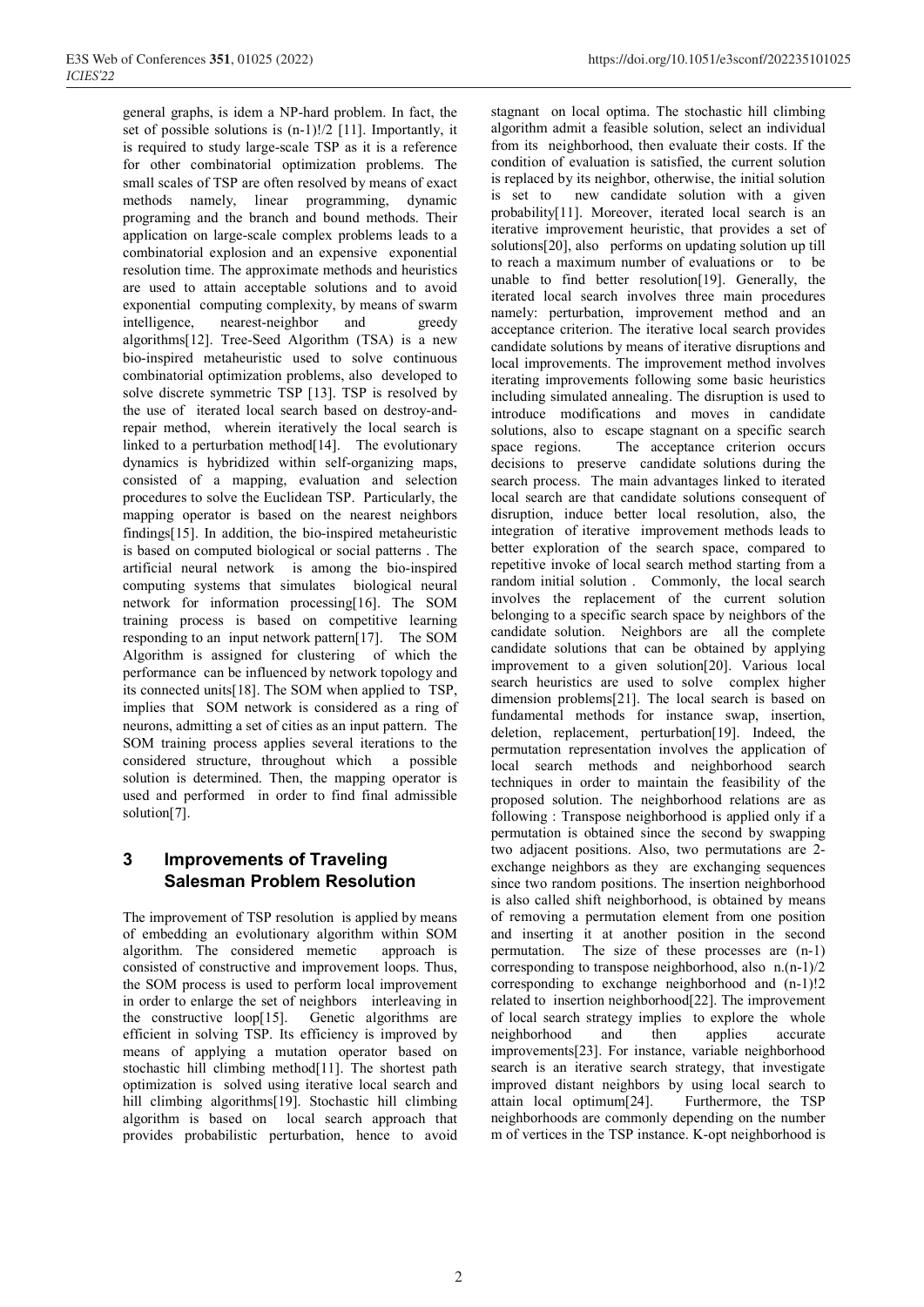general graphs, is idem a NP-hard problem. In fact, the set of possible solutions is (n-1)!/2 [11]. Importantly, it is required to study large-scale TSP as it is a reference for other combinatorial optimization problems. The small scales of TSP are often resolved by means of exact methods namely, linear programming, dynamic programing and the branch and bound methods. Their application on large-scale complex problems leads to a combinatorial explosion and an expensive exponential resolution time. The approximate methods and heuristics are used to attain acceptable solutions and to avoid exponential computing complexity, by means of swarm intelligence, nearest-neighbor and greedy algorithms[12]. Tree-Seed Algorithm (TSA) is a new bio-inspired metaheuristic used to solve continuous combinatorial optimization problems, also developed to solve discrete symmetric TSP [13]. TSP is resolved by the use of iterated local search based on destroy-and-repair method, wherein iteratively the local search is linked to a perturbation method[14]. The evolutionary dynamics is hybridized within self-organizing maps, consisted of a mapping, evaluation and selection procedures to solve the Euclidean TSP. Particularly, the mapping operator is based on the nearest neighbors findings[15]. In addition, the bio-inspired metaheuristic is based on computed biological or social patterns . The artificial neural network is among the bio-inspired computing systems that simulates biological neural network for information processing[16]. The SOM training process is based on competitive learning responding to an input network pattern[17]. The SOM Algorithm is assigned for clustering of which the performance can be influenced by network topology and its connected units[18]. The SOM when applied to TSP, implies that SOM network is considered as a ring of neurons, admitting a set of cities as an input pattern. The SOM training process applies several iterations to the considered structure, throughout which a possible solution is determined. Then, the mapping operator is used and performed in order to find final admissible solution[7].

# 3 Improvements of Traveling Salesman Problem Resolution

The improvement of TSP resolution is applied by means of embedding an evolutionary algorithm within SOM algorithm. The considered memetic approach is consisted of constructive and improvement loops. Thus, the SOM process is used to perform local improvement in order to enlarge the set of neighbors interleaving in the constructive loop[15]. Genetic algorithms are efficient in solving TSP. Its efficiency is improved by means of applying a mutation operator based on stochastic hill climbing method[11]. The shortest path optimization is solved using iterative local search and hill climbing algorithms[19]. Stochastic hill climbing algorithm is based on local search approach that provides probabilistic perturbation, hence to avoid stagnant on local optima. The stochastic hill climbing algorithm admit a feasible solution, select an individual from its neighborhood, then evaluate their costs. If the condition of evaluation is satisfied, the current solution is replaced by its neighbor, otherwise, the initial solution is set to new candidate solution with a given probability[11]. Moreover, iterated local search is an iterative improvement heuristic, that provides a set of solutions[20], also performs on updating solution up till to reach a maximum number of evaluations or to be unable to find better resolution[19]. Generally, the iterated local search involves three main procedures namely: perturbation, improvement method and an acceptance criterion. The iterative local search provides candidate solutions by means of iterative disruptions and local improvements. The improvement method involves iterating improvements following some basic heuristics including simulated annealing. The disruption is used to introduce modifications and moves in candidate solutions, also to escape stagnant on a specific search space regions. The acceptance criterion occurs decisions to preserve candidate solutions during the search process. The main advantages linked to iterated local search are that candidate solutions consequent of disruption, induce better local resolution, also, the integration of iterative improvement methods leads to better exploration of the search space, compared to repetitive invoke of local search method starting from a random initial solution . Commonly, the local search involves the replacement of the current solution belonging to a specific search space by neighbors of the candidate solution. Neighbors are all the complete candidate solutions that can be obtained by applying improvement to a given solution[20]. Various local search heuristics are used to solve complex higher dimension problems[21]. The local search is based on fundamental methods for instance swap, insertion, deletion, replacement, perturbation[19]. Indeed, the permutation representation involves the application of local search methods and neighborhood search techniques in order to maintain the feasibility of the proposed solution. The neighborhood relations are as following : Transpose neighborhood is applied only if a permutation is obtained since the second by swapping two adjacent positions. Also, two permutations are 2-exchange neighbors as they are exchanging sequences since two random positions. The insertion neighborhood is also called shift neighborhood, is obtained by means of removing a permutation element from one position and inserting it at another position in the second permutation. The size of these processes are (n-1) corresponding to transpose neighborhood, also n.(n-1)/2 corresponding to exchange neighborhood and (n-1)!2 related to insertion neighborhood[22]. The improvement of local search strategy implies to explore the whole neighborhood and then applies accurate improvements[23]. For instance, variable neighborhood search is an iterative search strategy, that investigate improved distant neighbors by using local search to attain local optimum[24]. Furthermore, the TSP neighborhoods are commonly depending on the number m of vertices in the TSP instance. K-opt neighborhood is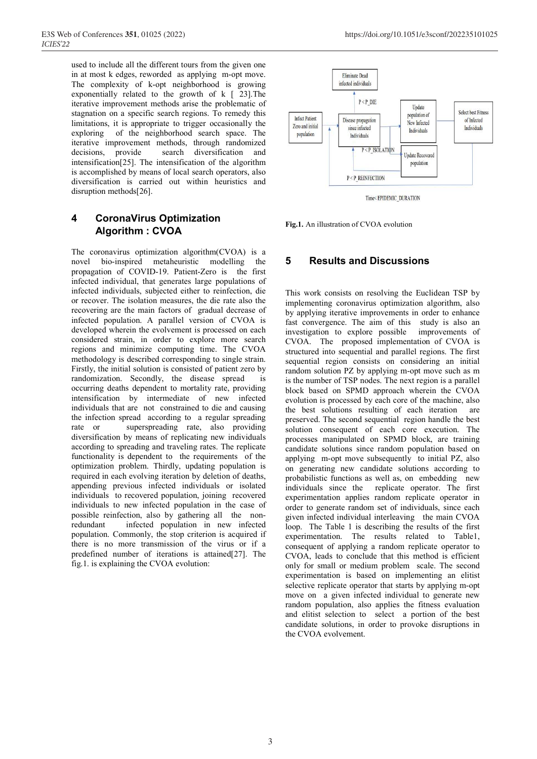used to include all the different tours from the given one in at most k edges, reworded as applying m-opt move. The complexity of k-opt neighborhood is growing exponentially related to the growth of k [ 23].The iterative improvement methods arise the problematic of stagnation on a specific search regions. To remedy this limitations, it is appropriate to trigger occasionally the exploring of the neighborhood search space. The iterative improvement methods, through randomized decisions, provide search diversification and intensification[25]. The intensification of the algorithm is accomplished by means of local search operators, also diversification is carried out within heuristics and disruption methods[26].

## 4 CoronaVirus Optimization Algorithm : CVOA

The coronavirus optimization algorithm(CVOA) is a novel bio-inspired metaheuristic modelling the propagation of COVID-19. Patient-Zero is the first infected individual, that generates large populations of infected individuals, subjected either to reinfection, die or recover. The isolation measures, the die rate also the recovering are the main factors of gradual decrease of infected population. A parallel version of CVOA is developed wherein the evolvement is processed on each considered strain, in order to explore more search regions and minimize computing time. The CVOA methodology is described corresponding to single strain. Firstly, the initial solution is consisted of patient zero by randomization. Secondly, the disease spread is occurring deaths dependent to mortality rate, providing intensification by intermediate of new infected individuals that are not constrained to die and causing the infection spread according to a regular spreading rate or superspreading rate, also providing diversification by means of replicating new individuals according to spreading and traveling rates. The replicate functionality is dependent to the requirements of the optimization problem. Thirdly, updating population is required in each evolving iteration by deletion of deaths, appending previous infected individuals or isolated individuals to recovered population, joining recovered individuals to new infected population in the case of possible reinfection, also by gathering all the non-redundant infected population in new infected population. Commonly, the stop criterion is acquired if there is no more transmission of the virus or if a predefined number of iterations is attained[27]. The fig.1. is explaining the CVOA evolution:

**Fig.1.** An illustration of CVOA evolution

## 5 Results and Discussions

This work consists on resolving the Euclidean TSP by implementing coronavirus optimization algorithm, also by applying iterative improvements in order to enhance fast convergence. The aim of this study is also an investigation to explore possible improvements of CVOA. The proposed implementation of CVOA is structured into sequential and parallel regions. The first sequential region consists on considering an initial random solution PZ by applying m-opt move such as m is the number of TSP nodes. The next region is a parallel block based on SPMD approach wherein the CVOA evolution is processed by each core of the machine, also the best solutions resulting of each iteration are preserved. The second sequential region handle the best solution consequent of each core execution. The processes manipulated on SPMD block, are training candidate solutions since random population based on applying m-opt move subsequently to initial PZ, also on generating new candidate solutions according to probabilistic functions as well as, on embedding new individuals since the replicate operator. The first experimentation applies random replicate operator in order to generate random set of individuals, since each given infected individual interleaving the main CVOA loop. The Table 1 is describing the results of the first experimentation. The results related to Table1, consequent of applying a random replicate operator to CVOA, leads to conclude that this method is efficient only for small or medium problem scale. The second experimentation is based on implementing an elitist selective replicate operator that starts by applying m-opt move on a given infected individual to generate new random population, also applies the fitness evaluation and elitist selection to select a portion of the best candidate solutions, in order to provoke disruptions in the CVOA evolvement.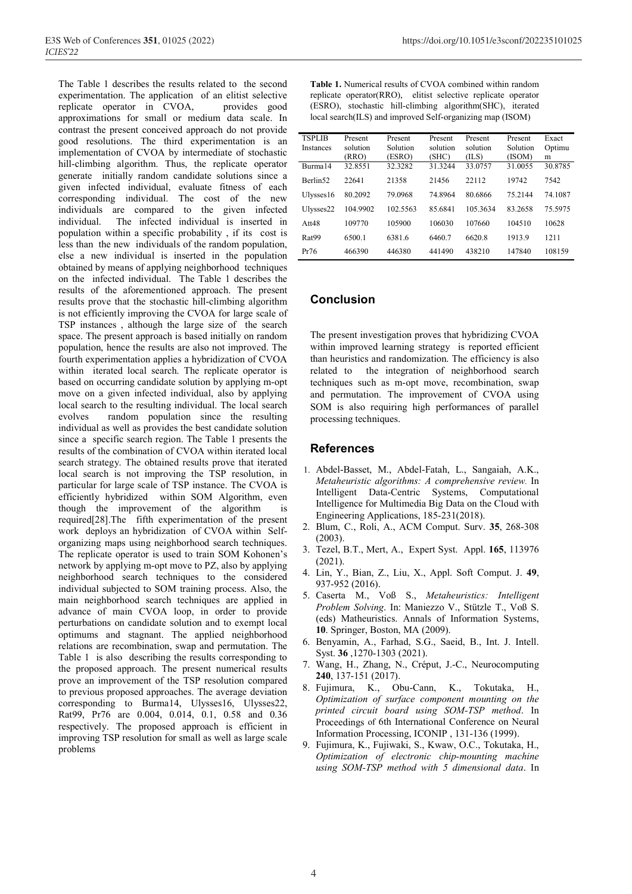The Table 1 describes the results related to the second experimentation. The application of an elitist selective replicate operator in CVOA, provides good approximations for small or medium data scale. In contrast the present conceived approach do not provide good resolutions. The third experimentation is an implementation of CVOA by intermediate of stochastic hill-climbing algorithm. Thus, the replicate operator generate initially random candidate solutions since a given infected individual, evaluate fitness of each corresponding individual. The cost of the new individuals are compared to the given infected individual. The infected individual is inserted in population within a specific probability , if its cost is less than the new individuals of the random population, else a new individual is inserted in the population obtained by means of applying neighborhood techniques on the infected individual. The Table 1 describes the results of the aforementioned approach. The present results prove that the stochastic hill-climbing algorithm is not efficiently improving the CVOA for large scale of TSP instances , although the large size of the search space. The present approach is based initially on random population, hence the results are also not improved. The fourth experimentation applies a hybridization of CVOA within iterated local search. The replicate operator is based on occurring candidate solution by applying m-opt move on a given infected individual, also by applying local search to the resulting individual. The local search evolves random population since the resulting individual as well as provides the best candidate solution since a specific search region. The Table 1 presents the results of the combination of CVOA within iterated local search strategy. The obtained results prove that iterated local search is not improving the TSP resolution, in particular for large scale of TSP instance. The CVOA is efficiently hybridized within SOM Algorithm, even though the improvement of the algorithm is required[28].The fifth experimentation of the present work deploys an hybridization of CVOA within Self-organizing maps using neighborhood search techniques. The replicate operator is used to train SOM Kohonen's network by applying m-opt move to PZ, also by applying neighborhood search techniques to the considered individual subjected to SOM training process. Also, the main neighborhood search techniques are applied in advance of main CVOA loop, in order to provide perturbations on candidate solution and to exempt local optimums and stagnant. The applied neighborhood relations are recombination, swap and permutation. The Table 1 is also describing the results corresponding to the proposed approach. The present numerical results prove an improvement of the TSP resolution compared to previous proposed approaches. The average deviation corresponding to Burma14, Ulysses16, Ulysses22, Rat99, Pr76 are 0.004, 0.014, 0.1, 0.58 and 0.36 respectively. The proposed approach is efficient in improving TSP resolution for small as well as large scale problems

**Table 1.** Numerical results of CVOA combined within random replicate operator(RRO), elitist selective replicate operator (ESRO), stochastic hill-climbing algorithm(SHC), iterated local search(ILS) and improved Self-organizing map (ISOM)

| TSPLIB Instances | Present solution (RRO) | Present Solution (ESRO) | Present solution (SHC) | Present solution (ILS) | Present Solution (ISOM) | Exact Optimum |
|---|---|---|---|---|---|---|
| Burma14 | 32.8551 | 32.3282 | 31.3244 | 33.0757 | 31.0055 | 30.8785 |
| Berlin52 | 22641 | 21358 | 21456 | 22112 | 19742 | 7542 |
| Ulysses16 | 80.2092 | 79.0968 | 74.8964 | 80.6866 | 75.2144 | 74.1087 |
| Ulysses22 | 104.9902 | 102.5563 | 85.6841 | 105.3634 | 83.2658 | 75.5975 |
| Att48 | 109770 | 105900 | 106030 | 107660 | 104510 | 10628 |
| Rat99 | 6500.1 | 6381.6 | 6460.7 | 6620.8 | 1913.9 | 1211 |
| Pr76 | 466390 | 446380 | 441490 | 438210 | 147840 | 108159 |

## Conclusion

The present investigation proves that hybridizing CVOA within improved learning strategy is reported efficient than heuristics and randomization. The efficiency is also related to the integration of neighborhood search techniques such as m-opt move, recombination, swap and permutation. The improvement of CVOA using SOM is also requiring high performances of parallel processing techniques.

## References

1. Abdel-Basset, M., Abdel-Fatah, L., Sangaiah, A.K., *Metaheuristic algorithms: A comprehensive review.* In Intelligent Data-Centric Systems, Computational Intelligence for Multimedia Big Data on the Cloud with Engineering Applications, 185-231(2018).
2. Blum, C., Roli, A., ACM Comput. Surv. **35**, 268-308 (2003).
3. Tezel, B.T., Mert, A., Expert Syst. Appl. **165**, 113976 (2021).
4. Lin, Y., Bian, Z., Liu, X., Appl. Soft Comput. J. **49**, 937-952 (2016).
5. Caserta M., Voß S., *Metaheuristics: Intelligent Problem Solving*. In: Maniezzo V., Stützle T., Voß S. (eds) Matheuristics. Annals of Information Systems, **10**. Springer, Boston, MA (2009).
6. Benyamin, A., Farhad, S.G., Saeid, B., Int. J. Intell. Syst. **36** ,1270-1303 (2021).
7. Wang, H., Zhang, N., Créput, J.-C., Neurocomputing **240**, 137-151 (2017).
8. Fujimura, K., Obu-Cann, K., Tokutaka, H., *Optimization of surface component mounting on the printed circuit board using SOM-TSP method*. In Proceedings of 6th International Conference on Neural Information Processing, ICONIP , 131-136 (1999).
9. Fujimura, K., Fujiwaki, S., Kwaw, O.C., Tokutaka, H., *Optimization of electronic chip-mounting machine using SOM-TSP method with 5 dimensional data*. In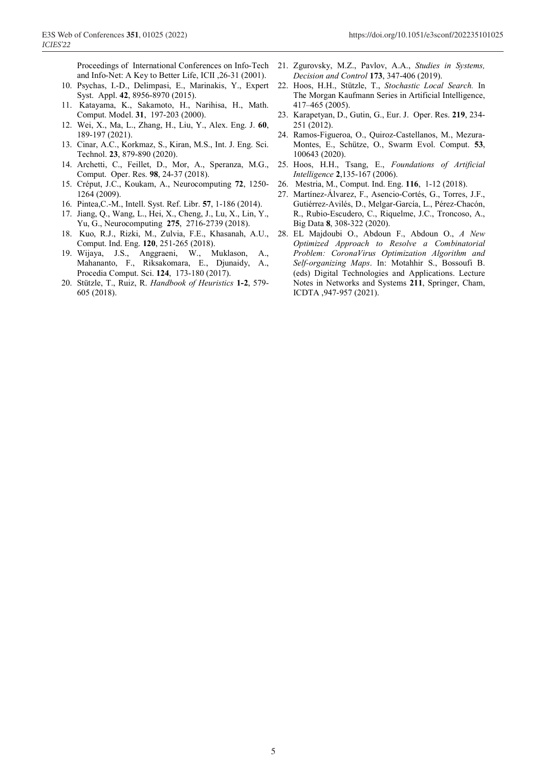Proceedings of International Conferences on Info-Tech and Info-Net: A Key to Better Life, ICII ,26-31 (2001).

10. Psychas, I.-D., Delimpasi, E., Marinakis, Y., Expert Syst. Appl. **42**, 8956-8970 (2015).
11. Katayama, K., Sakamoto, H., Narihisa, H., Math. Comput. Model. **31**, 197-203 (2000).
12. Wei, X., Ma, L., Zhang, H., Liu, Y., Alex. Eng. J. **60**, 189-197 (2021).
13. Cinar, A.C., Korkmaz, S., Kiran, M.S., Int. J. Eng. Sci. Technol. **23**, 879-890 (2020).
14. Archetti, C., Feillet, D., Mor, A., Speranza, M.G., Comput. Oper. Res. **98**, 24-37 (2018).
15. Créput, J.C., Koukam, A., Neurocomputing **72**, 1250-1264 (2009).
16. Pintea,C.-M., Intell. Syst. Ref. Libr. **57**, 1-186 (2014).
17. Jiang, Q., Wang, L., Hei, X., Cheng, J., Lu, X., Lin, Y., Yu, G., Neurocomputing **275**, 2716-2739 (2018).
18. Kuo, R.J., Rizki, M., Zulvia, F.E., Khasanah, A.U., Comput. Ind. Eng. **120**, 251-265 (2018).
19. Wijaya, J.S., Anggraeni, W., Muklason, A., Mahananto, F., Riksakomara, E., Djunaidy, A., Procedia Comput. Sci. **124**, 173-180 (2017).
20. Stützle, T., Ruiz, R. *Handbook of Heuristics* **1-2**, 579-605 (2018).
21. Zgurovsky, M.Z., Pavlov, A.A., *Studies in Systems, Decision and Control* **173**, 347-406 (2019).
22. Hoos, H.H., Stützle, T., *Stochastic Local Search.* In The Morgan Kaufmann Series in Artificial Intelligence, 417–465 (2005).
23. Karapetyan, D., Gutin, G., Eur. J. Oper. Res. **219**, 234-251 (2012).
24. Ramos-Figueroa, O., Quiroz-Castellanos, M., Mezura-Montes, E., Schütze, O., Swarm Evol. Comput. **53**, 100643 (2020).
25. Hoos, H.H., Tsang, E., *Foundations of Artificial Intelligence* **2**,135-167 (2006).
26. Mestria, M., Comput. Ind. Eng. **116**, 1-12 (2018).
27. Martínez-Álvarez, F., Asencio-Cortés, G., Torres, J.F., Gutiérrez-Avilés, D., Melgar-García, L., Pérez-Chacón, R., Rubio-Escudero, C., Riquelme, J.C., Troncoso, A., Big Data **8**, 308-322 (2020).
28. EL Majdoubi O., Abdoun F., Abdoun O., *A New Optimized Approach to Resolve a Combinatorial Problem: CoronaVirus Optimization Algorithm and Self-organizing Maps*. In: Motahhir S., Bossoufi B. (eds) Digital Technologies and Applications. Lecture Notes in Networks and Systems **211**, Springer, Cham, ICDTA ,947-957 (2021).